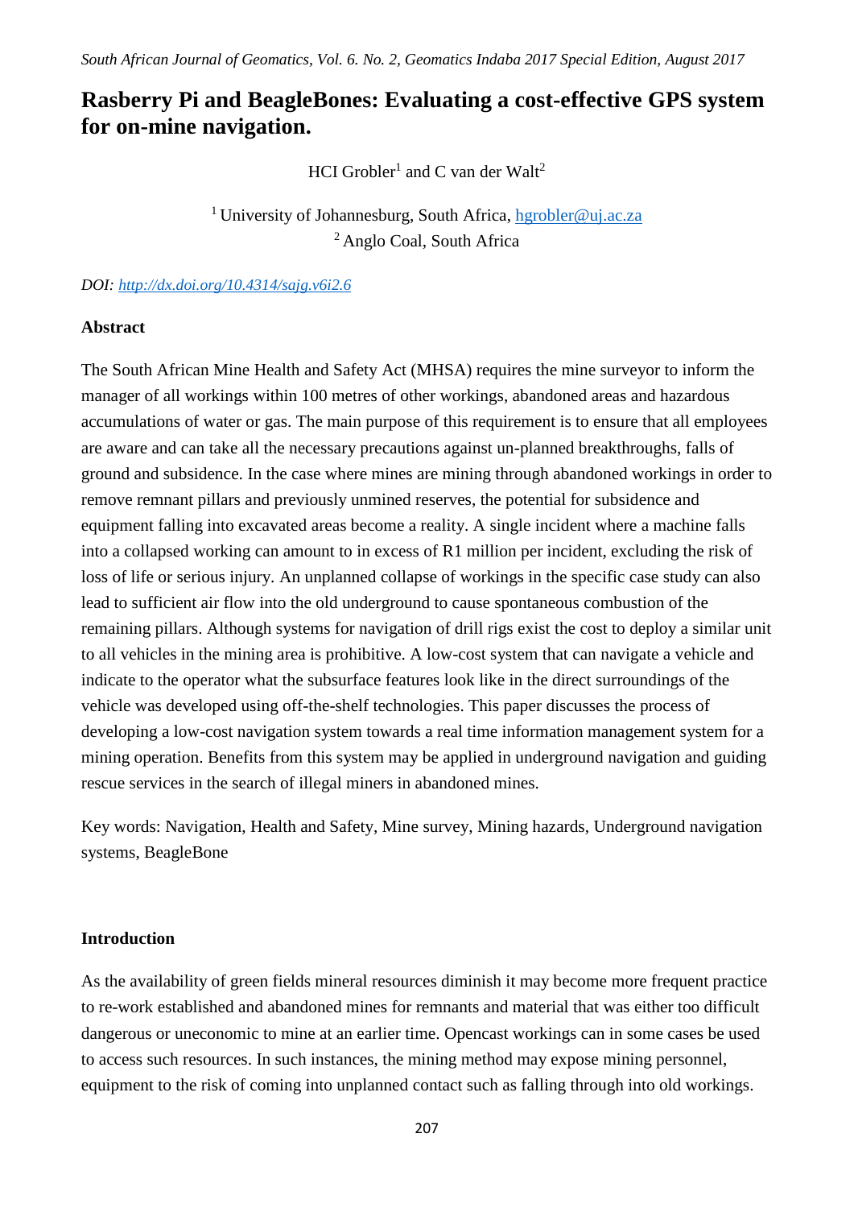# Rasberry Pi and BeagleBones: Evaluating a cost-effective GPS system for on-mine navigation.

HCI Grobler[1] and C van der Walt[2]

[1] University of Johannesburg, South Africa, hgrobler@uj.ac.za
[2] Anglo Coal, South Africa

*DOI: http://dx.doi.org/10.4314/sajg.v6i2.6*

## Abstract

The South African Mine Health and Safety Act (MHSA) requires the mine surveyor to inform the manager of all workings within 100 metres of other workings, abandoned areas and hazardous accumulations of water or gas. The main purpose of this requirement is to ensure that all employees are aware and can take all the necessary precautions against un-planned breakthroughs, falls of ground and subsidence. In the case where mines are mining through abandoned workings in order to remove remnant pillars and previously unmined reserves, the potential for subsidence and equipment falling into excavated areas become a reality. A single incident where a machine falls into a collapsed working can amount to in excess of R1 million per incident, excluding the risk of loss of life or serious injury. An unplanned collapse of workings in the specific case study can also lead to sufficient air flow into the old underground to cause spontaneous combustion of the remaining pillars. Although systems for navigation of drill rigs exist the cost to deploy a similar unit to all vehicles in the mining area is prohibitive. A low-cost system that can navigate a vehicle and indicate to the operator what the subsurface features look like in the direct surroundings of the vehicle was developed using off-the-shelf technologies. This paper discusses the process of developing a low-cost navigation system towards a real time information management system for a mining operation. Benefits from this system may be applied in underground navigation and guiding rescue services in the search of illegal miners in abandoned mines.

Key words: Navigation, Health and Safety, Mine survey, Mining hazards, Underground navigation systems, BeagleBone

## Introduction

As the availability of green fields mineral resources diminish it may become more frequent practice to re-work established and abandoned mines for remnants and material that was either too difficult dangerous or uneconomic to mine at an earlier time. Opencast workings can in some cases be used to access such resources. In such instances, the mining method may expose mining personnel, equipment to the risk of coming into unplanned contact such as falling through into old workings.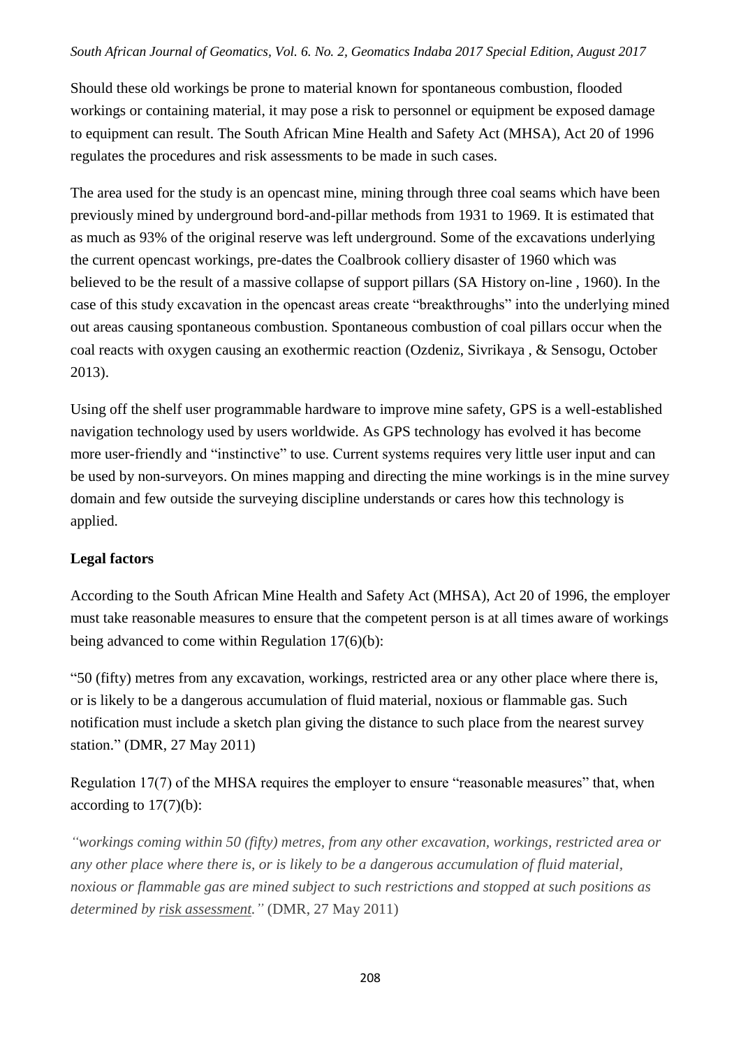Should these old workings be prone to material known for spontaneous combustion, flooded workings or containing material, it may pose a risk to personnel or equipment be exposed damage to equipment can result. The South African Mine Health and Safety Act (MHSA), Act 20 of 1996 regulates the procedures and risk assessments to be made in such cases.

The area used for the study is an opencast mine, mining through three coal seams which have been previously mined by underground bord-and-pillar methods from 1931 to 1969. It is estimated that as much as 93% of the original reserve was left underground. Some of the excavations underlying the current opencast workings, pre-dates the Coalbrook colliery disaster of 1960 which was believed to be the result of a massive collapse of support pillars (SA History on-line , 1960). In the case of this study excavation in the opencast areas create "breakthroughs" into the underlying mined out areas causing spontaneous combustion. Spontaneous combustion of coal pillars occur when the coal reacts with oxygen causing an exothermic reaction (Ozdeniz, Sivrikaya , & Sensogu, October 2013).

Using off the shelf user programmable hardware to improve mine safety, GPS is a well-established navigation technology used by users worldwide. As GPS technology has evolved it has become more user-friendly and "instinctive" to use. Current systems requires very little user input and can be used by non-surveyors. On mines mapping and directing the mine workings is in the mine survey domain and few outside the surveying discipline understands or cares how this technology is applied.

**Legal factors**

According to the South African Mine Health and Safety Act (MHSA), Act 20 of 1996, the employer must take reasonable measures to ensure that the competent person is at all times aware of workings being advanced to come within Regulation 17(6)(b):

"50 (fifty) metres from any excavation, workings, restricted area or any other place where there is, or is likely to be a dangerous accumulation of fluid material, noxious or flammable gas. Such notification must include a sketch plan giving the distance to such place from the nearest survey station." (DMR, 27 May 2011)

Regulation 17(7) of the MHSA requires the employer to ensure "reasonable measures" that, when according to 17(7)(b):

*"workings coming within 50 (fifty) metres, from any other excavation, workings, restricted area or any other place where there is, or is likely to be a dangerous accumulation of fluid material, noxious or flammable gas are mined subject to such restrictions and stopped at such positions as determined by risk assessment."* (DMR, 27 May 2011)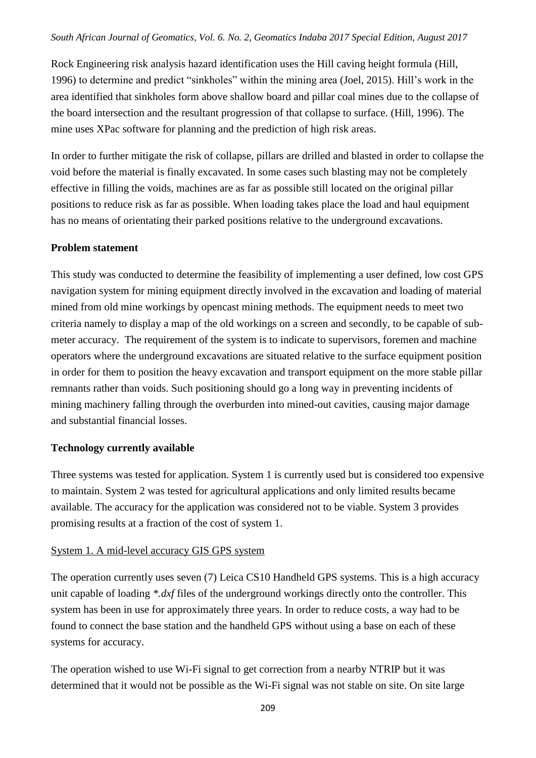Rock Engineering risk analysis hazard identification uses the Hill caving height formula (Hill, 1996) to determine and predict “sinkholes” within the mining area (Joel, 2015). Hill’s work in the area identified that sinkholes form above shallow board and pillar coal mines due to the collapse of the board intersection and the resultant progression of that collapse to surface. (Hill, 1996). The mine uses XPac software for planning and the prediction of high risk areas.

In order to further mitigate the risk of collapse, pillars are drilled and blasted in order to collapse the void before the material is finally excavated. In some cases such blasting may not be completely effective in filling the voids, machines are as far as possible still located on the original pillar positions to reduce risk as far as possible. When loading takes place the load and haul equipment has no means of orientating their parked positions relative to the underground excavations.

**Problem statement**

This study was conducted to determine the feasibility of implementing a user defined, low cost GPS navigation system for mining equipment directly involved in the excavation and loading of material mined from old mine workings by opencast mining methods. The equipment needs to meet two criteria namely to display a map of the old workings on a screen and secondly, to be capable of sub-meter accuracy. The requirement of the system is to indicate to supervisors, foremen and machine operators where the underground excavations are situated relative to the surface equipment position in order for them to position the heavy excavation and transport equipment on the more stable pillar remnants rather than voids. Such positioning should go a long way in preventing incidents of mining machinery falling through the overburden into mined-out cavities, causing major damage and substantial financial losses.

**Technology currently available**

Three systems was tested for application. System 1 is currently used but is considered too expensive to maintain. System 2 was tested for agricultural applications and only limited results became available. The accuracy for the application was considered not to be viable. System 3 provides promising results at a fraction of the cost of system 1.

<u>System 1. A mid-level accuracy GIS GPS system</u>

The operation currently uses seven (7) Leica CS10 Handheld GPS systems. This is a high accuracy unit capable of loading *\*.dxf* files of the underground workings directly onto the controller. This system has been in use for approximately three years. In order to reduce costs, a way had to be found to connect the base station and the handheld GPS without using a base on each of these systems for accuracy.

The operation wished to use Wi-Fi signal to get correction from a nearby NTRIP but it was determined that it would not be possible as the Wi-Fi signal was not stable on site. On site large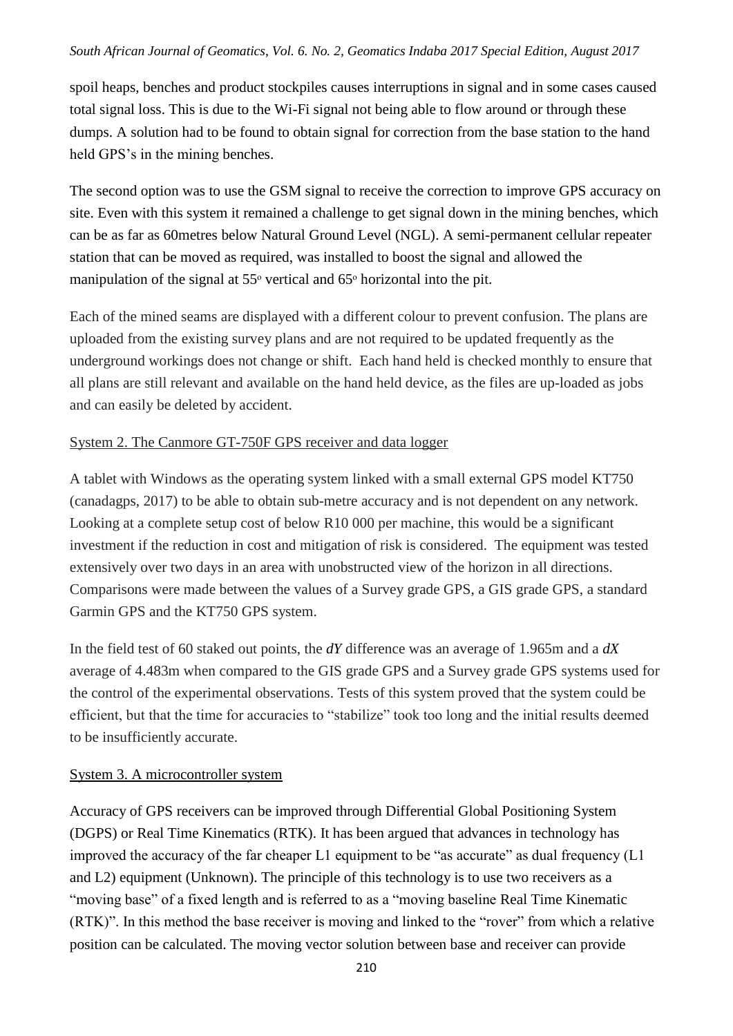spoil heaps, benches and product stockpiles causes interruptions in signal and in some cases caused total signal loss. This is due to the Wi-Fi signal not being able to flow around or through these dumps. A solution had to be found to obtain signal for correction from the base station to the hand held GPS's in the mining benches.

The second option was to use the GSM signal to receive the correction to improve GPS accuracy on site. Even with this system it remained a challenge to get signal down in the mining benches, which can be as far as 60metres below Natural Ground Level (NGL). A semi-permanent cellular repeater station that can be moved as required, was installed to boost the signal and allowed the manipulation of the signal at $55^{o}$ vertical and $65^{o}$ horizontal into the pit.

Each of the mined seams are displayed with a different colour to prevent confusion. The plans are uploaded from the existing survey plans and are not required to be updated frequently as the underground workings does not change or shift. Each hand held is checked monthly to ensure that all plans are still relevant and available on the hand held device, as the files are up-loaded as jobs and can easily be deleted by accident.

System 2. The Canmore GT-750F GPS receiver and data logger

A tablet with Windows as the operating system linked with a small external GPS model KT750 (canadagps, 2017) to be able to obtain sub-metre accuracy and is not dependent on any network. Looking at a complete setup cost of below R10 000 per machine, this would be a significant investment if the reduction in cost and mitigation of risk is considered. The equipment was tested extensively over two days in an area with unobstructed view of the horizon in all directions. Comparisons were made between the values of a Survey grade GPS, a GIS grade GPS, a standard Garmin GPS and the KT750 GPS system.

In the field test of 60 staked out points, the $dY$ difference was an average of 1.965m and a $dX$ average of 4.483m when compared to the GIS grade GPS and a Survey grade GPS systems used for the control of the experimental observations. Tests of this system proved that the system could be efficient, but that the time for accuracies to "stabilize" took too long and the initial results deemed to be insufficiently accurate.

System 3. A microcontroller system

Accuracy of GPS receivers can be improved through Differential Global Positioning System (DGPS) or Real Time Kinematics (RTK). It has been argued that advances in technology has improved the accuracy of the far cheaper L1 equipment to be "as accurate" as dual frequency (L1 and L2) equipment (Unknown). The principle of this technology is to use two receivers as a "moving base" of a fixed length and is referred to as a "moving baseline Real Time Kinematic (RTK)". In this method the base receiver is moving and linked to the "rover" from which a relative position can be calculated. The moving vector solution between base and receiver can provide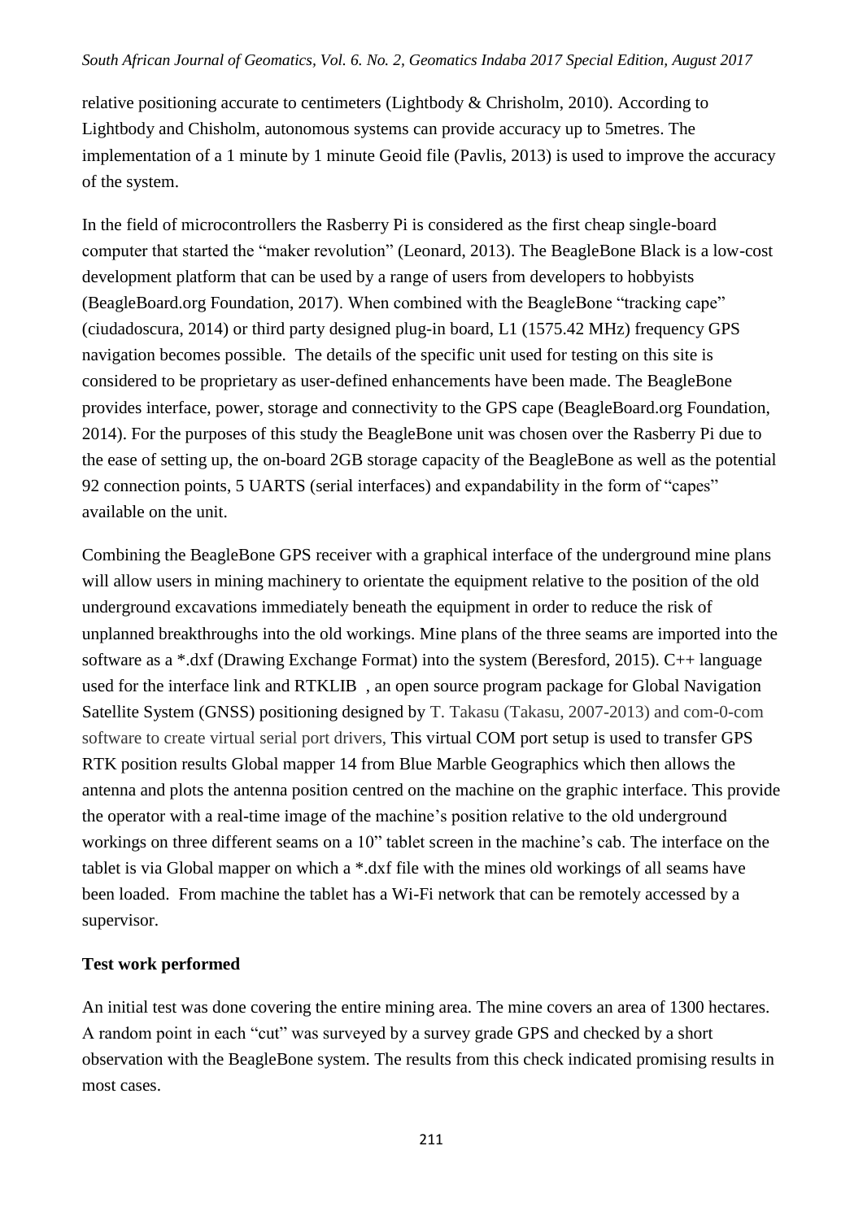relative positioning accurate to centimeters (Lightbody & Chrisholm, 2010). According to Lightbody and Chisholm, autonomous systems can provide accuracy up to 5metres. The implementation of a 1 minute by 1 minute Geoid file (Pavlis, 2013) is used to improve the accuracy of the system.

In the field of microcontrollers the Rasberry Pi is considered as the first cheap single-board computer that started the "maker revolution" (Leonard, 2013). The BeagleBone Black is a low-cost development platform that can be used by a range of users from developers to hobbyists (BeagleBoard.org Foundation, 2017). When combined with the BeagleBone "tracking cape" (ciudadoscura, 2014) or third party designed plug-in board, L1 (1575.42 MHz) frequency GPS navigation becomes possible. The details of the specific unit used for testing on this site is considered to be proprietary as user-defined enhancements have been made. The BeagleBone provides interface, power, storage and connectivity to the GPS cape (BeagleBoard.org Foundation, 2014). For the purposes of this study the BeagleBone unit was chosen over the Rasberry Pi due to the ease of setting up, the on-board 2GB storage capacity of the BeagleBone as well as the potential 92 connection points, 5 UARTS (serial interfaces) and expandability in the form of "capes" available on the unit.

Combining the BeagleBone GPS receiver with a graphical interface of the underground mine plans will allow users in mining machinery to orientate the equipment relative to the position of the old underground excavations immediately beneath the equipment in order to reduce the risk of unplanned breakthroughs into the old workings. Mine plans of the three seams are imported into the software as a *.dxf (Drawing Exchange Format) into the system (Beresford, 2015). C++ language used for the interface link and RTKLIB , an open source program package for Global Navigation Satellite System (GNSS) positioning designed by T. Takasu (Takasu, 2007-2013) and com-0-com software to create virtual serial port drivers, This virtual COM port setup is used to transfer GPS RTK position results Global mapper 14 from Blue Marble Geographics which then allows the antenna and plots the antenna position centred on the machine on the graphic interface. This provide the operator with a real-time image of the machine's position relative to the old underground workings on three different seams on a 10" tablet screen in the machine's cab. The interface on the tablet is via Global mapper on which a *.dxf file with the mines old workings of all seams have been loaded. From machine the tablet has a Wi-Fi network that can be remotely accessed by a supervisor.

**Test work performed**

An initial test was done covering the entire mining area. The mine covers an area of 1300 hectares. A random point in each "cut" was surveyed by a survey grade GPS and checked by a short observation with the BeagleBone system. The results from this check indicated promising results in most cases.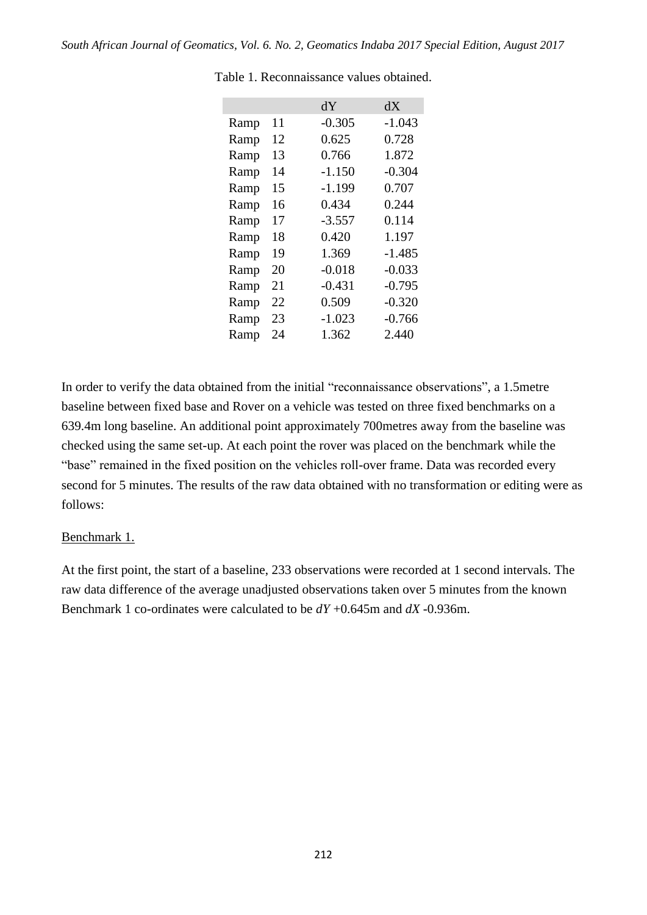Table 1. Reconnaissance values obtained.

| | | dY | dX |
|---|---|---|---|
| Ramp | 11 | -0.305 | -1.043 |
| Ramp | 12 | 0.625 | 0.728 |
| Ramp | 13 | 0.766 | 1.872 |
| Ramp | 14 | -1.150 | -0.304 |
| Ramp | 15 | -1.199 | 0.707 |
| Ramp | 16 | 0.434 | 0.244 |
| Ramp | 17 | -3.557 | 0.114 |
| Ramp | 18 | 0.420 | 1.197 |
| Ramp | 19 | 1.369 | -1.485 |
| Ramp | 20 | -0.018 | -0.033 |
| Ramp | 21 | -0.431 | -0.795 |
| Ramp | 22 | 0.509 | -0.320 |
| Ramp | 23 | -1.023 | -0.766 |
| Ramp | 24 | 1.362 | 2.440 |

In order to verify the data obtained from the initial "reconnaissance observations", a 1.5metre baseline between fixed base and Rover on a vehicle was tested on three fixed benchmarks on a 639.4m long baseline. An additional point approximately 700metres away from the baseline was checked using the same set-up. At each point the rover was placed on the benchmark while the "base" remained in the fixed position on the vehicles roll-over frame. Data was recorded every second for 5 minutes. The results of the raw data obtained with no transformation or editing were as follows:

Benchmark 1.

At the first point, the start of a baseline, 233 observations were recorded at 1 second intervals. The raw data difference of the average unadjusted observations taken over 5 minutes from the known Benchmark 1 co-ordinates were calculated to be $dY$ +0.645m and $dX$ -0.936m.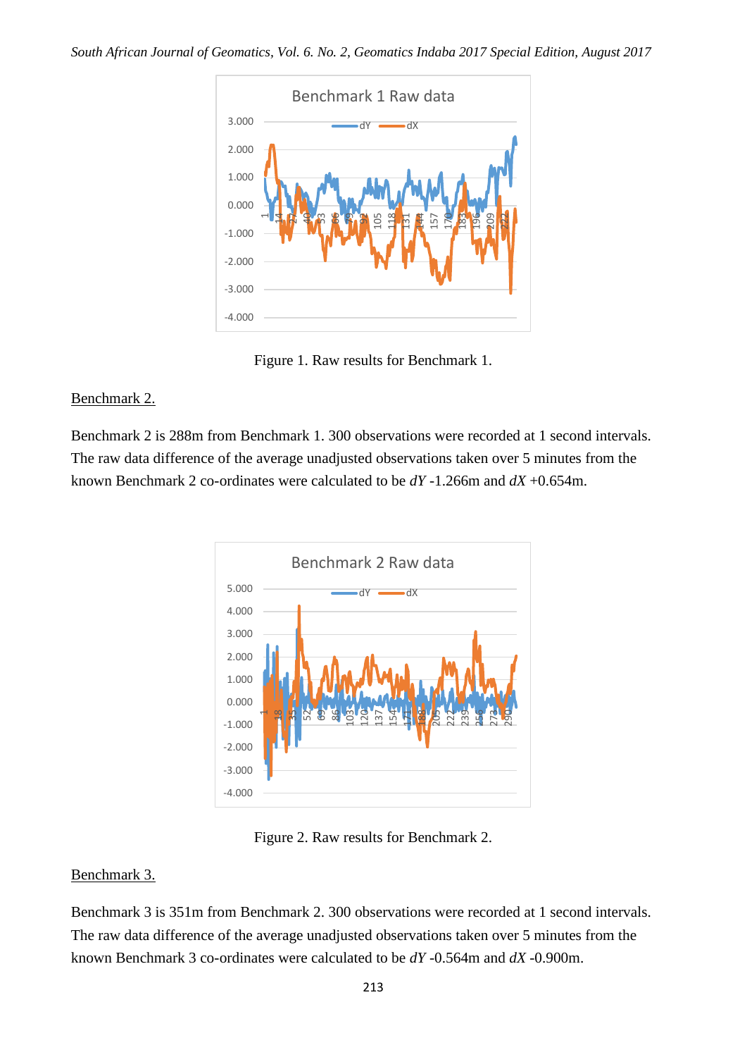Figure 1. Raw results for Benchmark 1.

Benchmark 2.

Benchmark 2 is 288m from Benchmark 1. 300 observations were recorded at 1 second intervals. The raw data difference of the average unadjusted observations taken over 5 minutes from the known Benchmark 2 co-ordinates were calculated to be $dY$ -1.266m and $dX$ +0.654m.

Figure 2. Raw results for Benchmark 2.

Benchmark 3.

Benchmark 3 is 351m from Benchmark 2. 300 observations were recorded at 1 second intervals. The raw data difference of the average unadjusted observations taken over 5 minutes from the known Benchmark 3 co-ordinates were calculated to be $dY$ -0.564m and $dX$ -0.900m.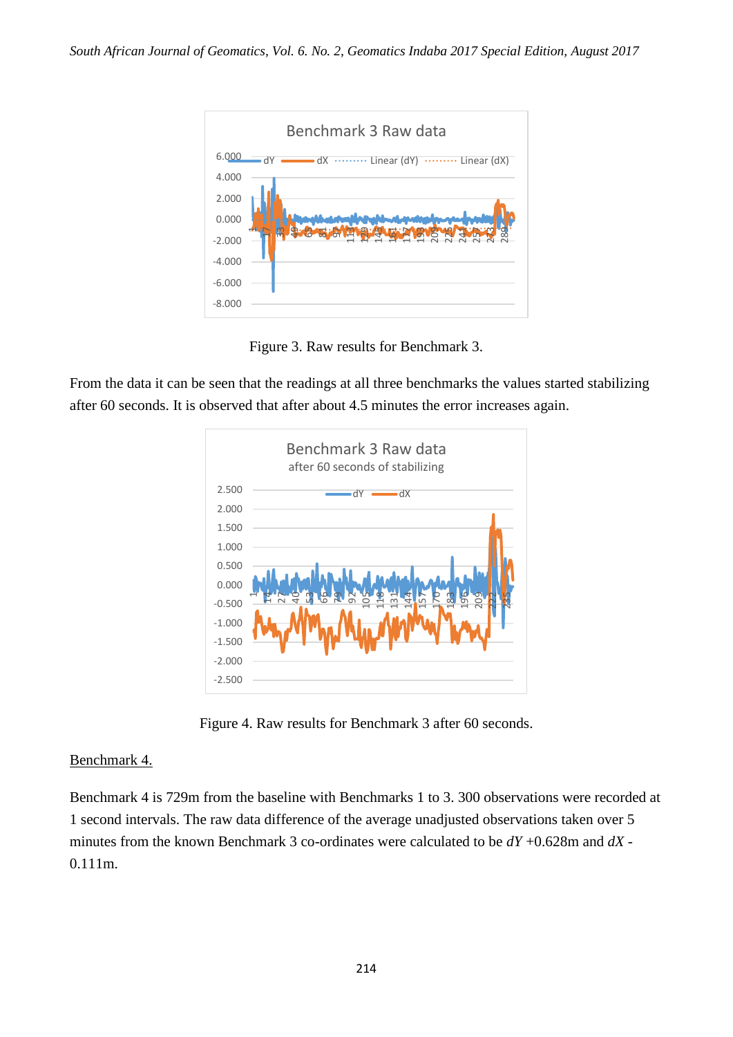Figure 3. Raw results for Benchmark 3.

From the data it can be seen that the readings at all three benchmarks the values started stabilizing after 60 seconds. It is observed that after about 4.5 minutes the error increases again.

Figure 4. Raw results for Benchmark 3 after 60 seconds.

Benchmark 4.

Benchmark 4 is 729m from the baseline with Benchmarks 1 to 3. 300 observations were recorded at 1 second intervals. The raw data difference of the average unadjusted observations taken over 5 minutes from the known Benchmark 3 co-ordinates were calculated to be $dY$ +0.628m and $dX$ -0.111m.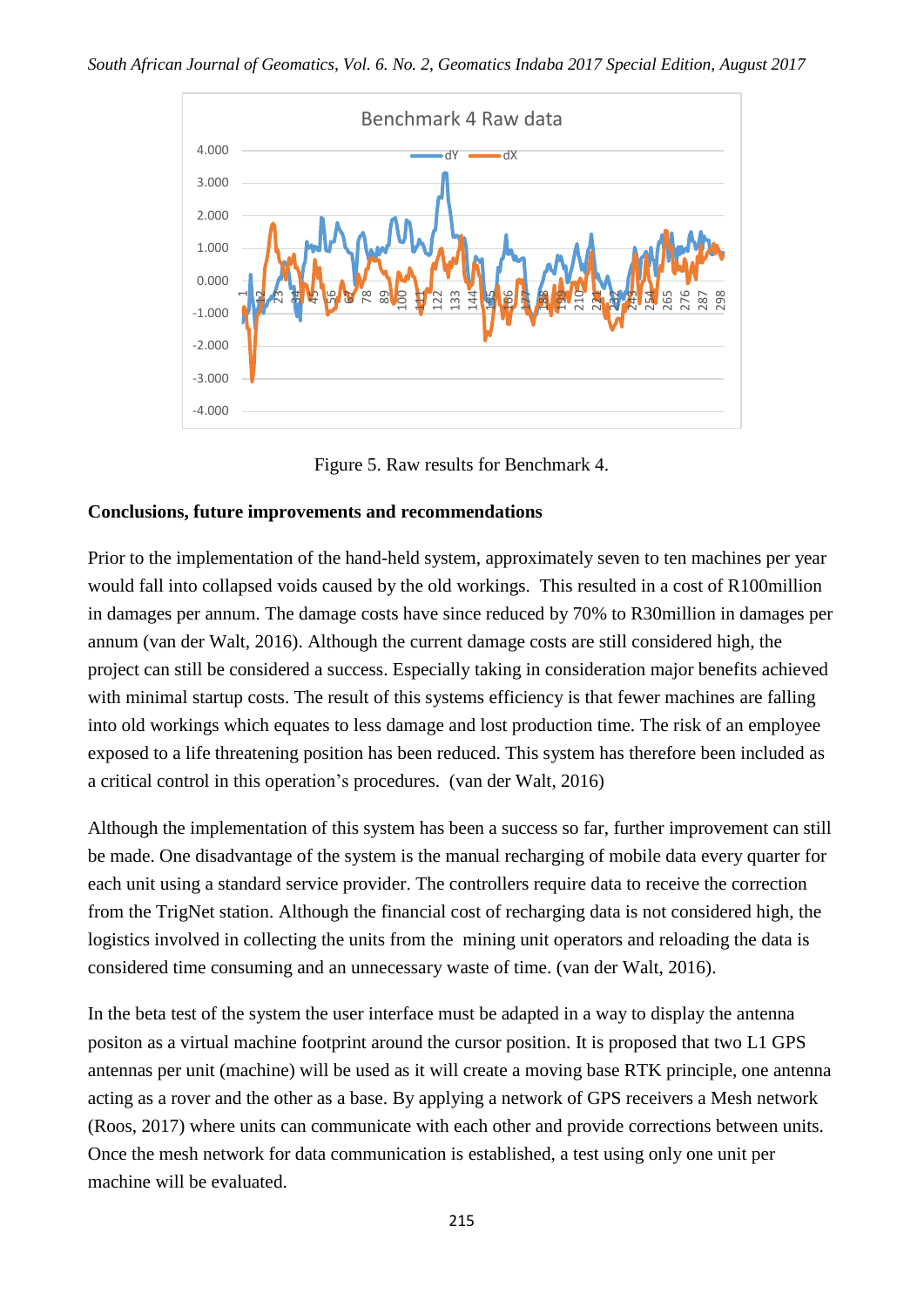Figure 5. Raw results for Benchmark 4.

**Conclusions, future improvements and recommendations**

Prior to the implementation of the hand-held system, approximately seven to ten machines per year would fall into collapsed voids caused by the old workings. This resulted in a cost of R100million in damages per annum. The damage costs have since reduced by 70% to R30million in damages per annum (van der Walt, 2016). Although the current damage costs are still considered high, the project can still be considered a success. Especially taking in consideration major benefits achieved with minimal startup costs. The result of this systems efficiency is that fewer machines are falling into old workings which equates to less damage and lost production time. The risk of an employee exposed to a life threatening position has been reduced. This system has therefore been included as a critical control in this operation's procedures. (van der Walt, 2016)

Although the implementation of this system has been a success so far, further improvement can still be made. One disadvantage of the system is the manual recharging of mobile data every quarter for each unit using a standard service provider. The controllers require data to receive the correction from the TrigNet station. Although the financial cost of recharging data is not considered high, the logistics involved in collecting the units from the mining unit operators and reloading the data is considered time consuming and an unnecessary waste of time. (van der Walt, 2016).

In the beta test of the system the user interface must be adapted in a way to display the antenna positon as a virtual machine footprint around the cursor position. It is proposed that two L1 GPS antennas per unit (machine) will be used as it will create a moving base RTK principle, one antenna acting as a rover and the other as a base. By applying a network of GPS receivers a Mesh network (Roos, 2017) where units can communicate with each other and provide corrections between units. Once the mesh network for data communication is established, a test using only one unit per machine will be evaluated.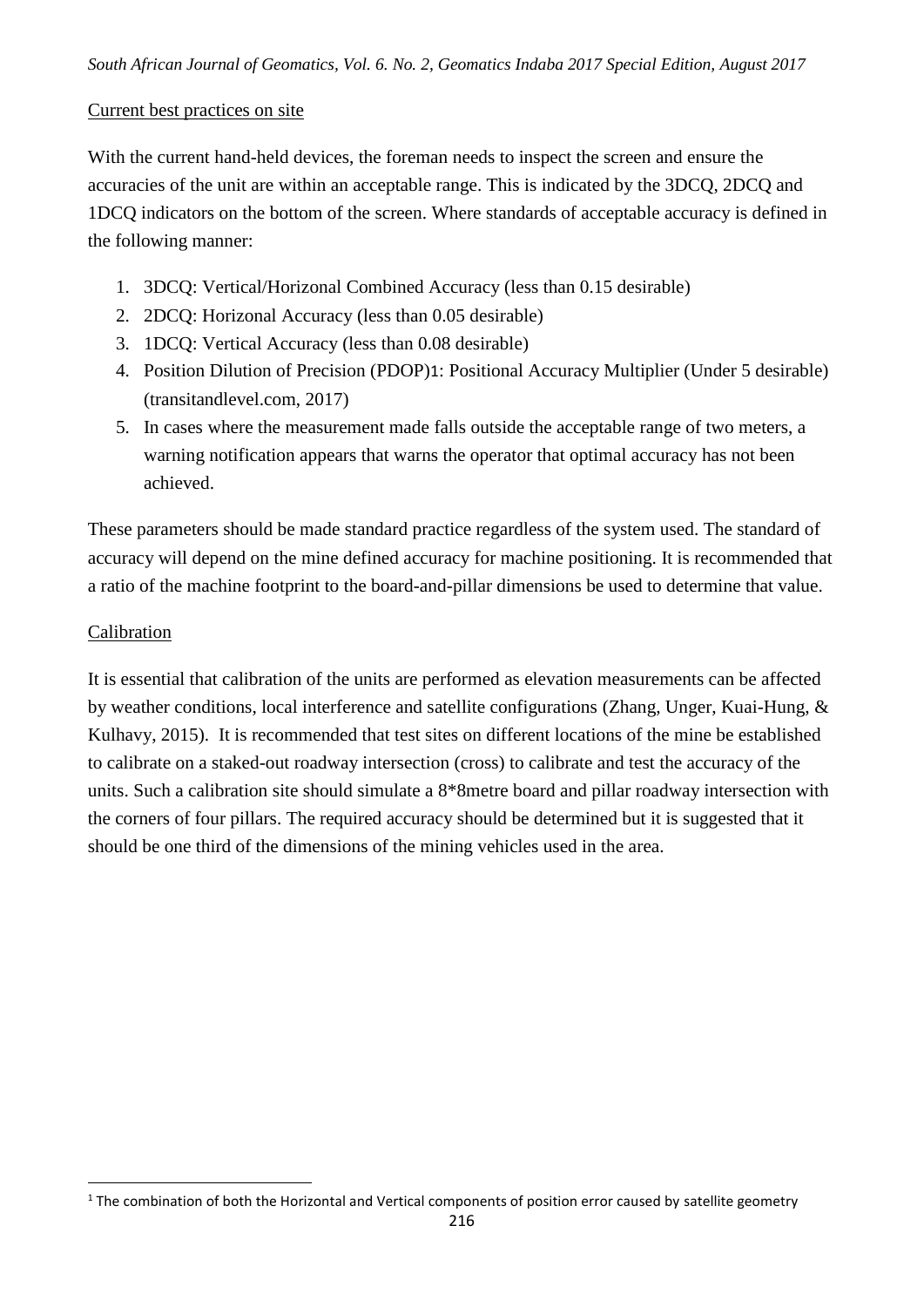Current best practices on site

With the current hand-held devices, the foreman needs to inspect the screen and ensure the accuracies of the unit are within an acceptable range. This is indicated by the 3DCQ, 2DCQ and 1DCQ indicators on the bottom of the screen. Where standards of acceptable accuracy is defined in the following manner:

1. 3DCQ: Vertical/Horizonal Combined Accuracy (less than 0.15 desirable)
2. 2DCQ: Horizonal Accuracy (less than 0.05 desirable)
3. 1DCQ: Vertical Accuracy (less than 0.08 desirable)
4. Position Dilution of Precision (PDOP)[1]: Positional Accuracy Multiplier (Under 5 desirable) (transitandlevel.com, 2017)
5. In cases where the measurement made falls outside the acceptable range of two meters, a warning notification appears that warns the operator that optimal accuracy has not been achieved.

These parameters should be made standard practice regardless of the system used. The standard of accuracy will depend on the mine defined accuracy for machine positioning. It is recommended that a ratio of the machine footprint to the board-and-pillar dimensions be used to determine that value.

Calibration

It is essential that calibration of the units are performed as elevation measurements can be affected by weather conditions, local interference and satellite configurations (Zhang, Unger, Kuai-Hung, & Kulhavy, 2015). It is recommended that test sites on different locations of the mine be established to calibrate on a staked-out roadway intersection (cross) to calibrate and test the accuracy of the units. Such a calibration site should simulate a 8*8metre board and pillar roadway intersection with the corners of four pillars. The required accuracy should be determined but it is suggested that it should be one third of the dimensions of the mining vehicles used in the area.

[1] The combination of both the Horizontal and Vertical components of position error caused by satellite geometry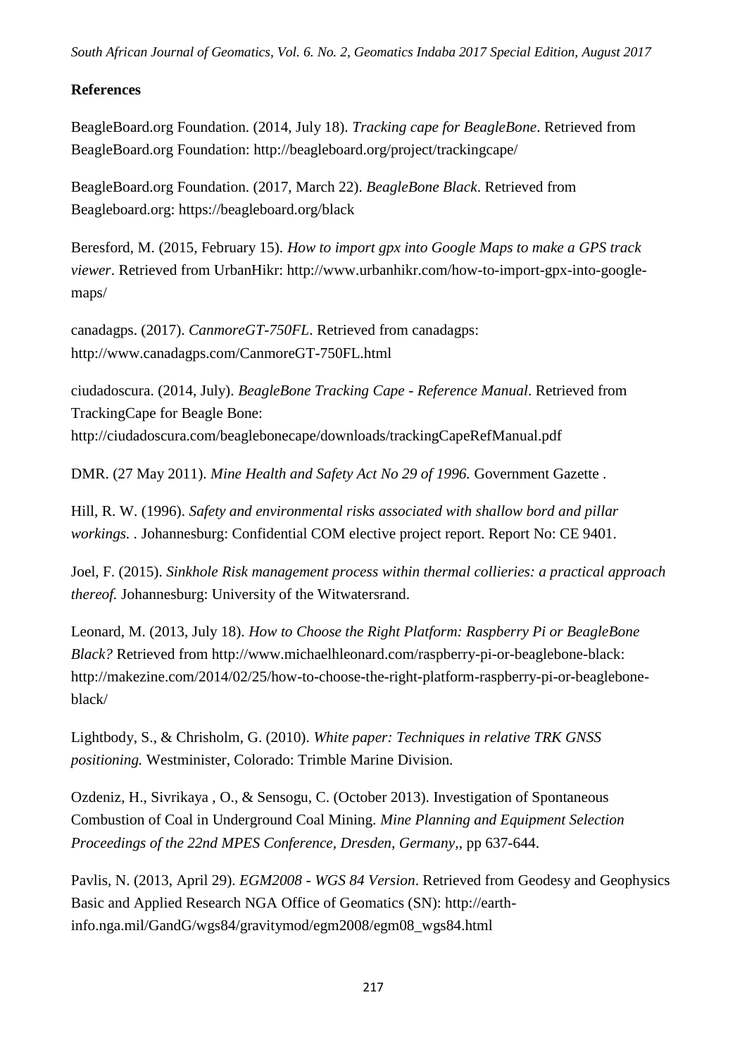**References**

BeagleBoard.org Foundation. (2014, July 18). *Tracking cape for BeagleBone*. Retrieved from BeagleBoard.org Foundation: http://beagleboard.org/project/trackingcape/

BeagleBoard.org Foundation. (2017, March 22). *BeagleBone Black*. Retrieved from Beagleboard.org: https://beagleboard.org/black

Beresford, M. (2015, February 15). *How to import gpx into Google Maps to make a GPS track viewer*. Retrieved from UrbanHikr: http://www.urbanhikr.com/how-to-import-gpx-into-google-maps/

canadagps. (2017). *CanmoreGT-750FL*. Retrieved from canadagps: http://www.canadagps.com/CanmoreGT-750FL.html

ciudadoscura. (2014, July). *BeagleBone Tracking Cape - Reference Manual*. Retrieved from TrackingCape for Beagle Bone: http://ciudadoscura.com/beaglebonecape/downloads/trackingCapeRefManual.pdf

DMR. (27 May 2011). *Mine Health and Safety Act No 29 of 1996.* Government Gazette .

Hill, R. W. (1996). *Safety and environmental risks associated with shallow bord and pillar workings.* . Johannesburg: Confidential COM elective project report. Report No: CE 9401.

Joel, F. (2015). *Sinkhole Risk management process within thermal collieries: a practical approach thereof.* Johannesburg: University of the Witwatersrand.

Leonard, M. (2013, July 18). *How to Choose the Right Platform: Raspberry Pi or BeagleBone Black?* Retrieved from http://www.michaelhleonard.com/raspberry-pi-or-beaglebone-black: http://makezine.com/2014/02/25/how-to-choose-the-right-platform-raspberry-pi-or-beaglebone-black/

Lightbody, S., & Chrisholm, G. (2010). *White paper: Techniques in relative TRK GNSS positioning.* Westminister, Colorado: Trimble Marine Division.

Ozdeniz, H., Sivrikaya , O., & Sensogu, C. (October 2013). Investigation of Spontaneous Combustion of Coal in Underground Coal Mining. *Mine Planning and Equipment Selection Proceedings of the 22nd MPES Conference, Dresden, Germany,*, pp 637-644.

Pavlis, N. (2013, April 29). *EGM2008 - WGS 84 Version*. Retrieved from Geodesy and Geophysics Basic and Applied Research NGA Office of Geomatics (SN): http://earth-info.nga.mil/GandG/wgs84/gravitymod/egm2008/egm08_wgs84.html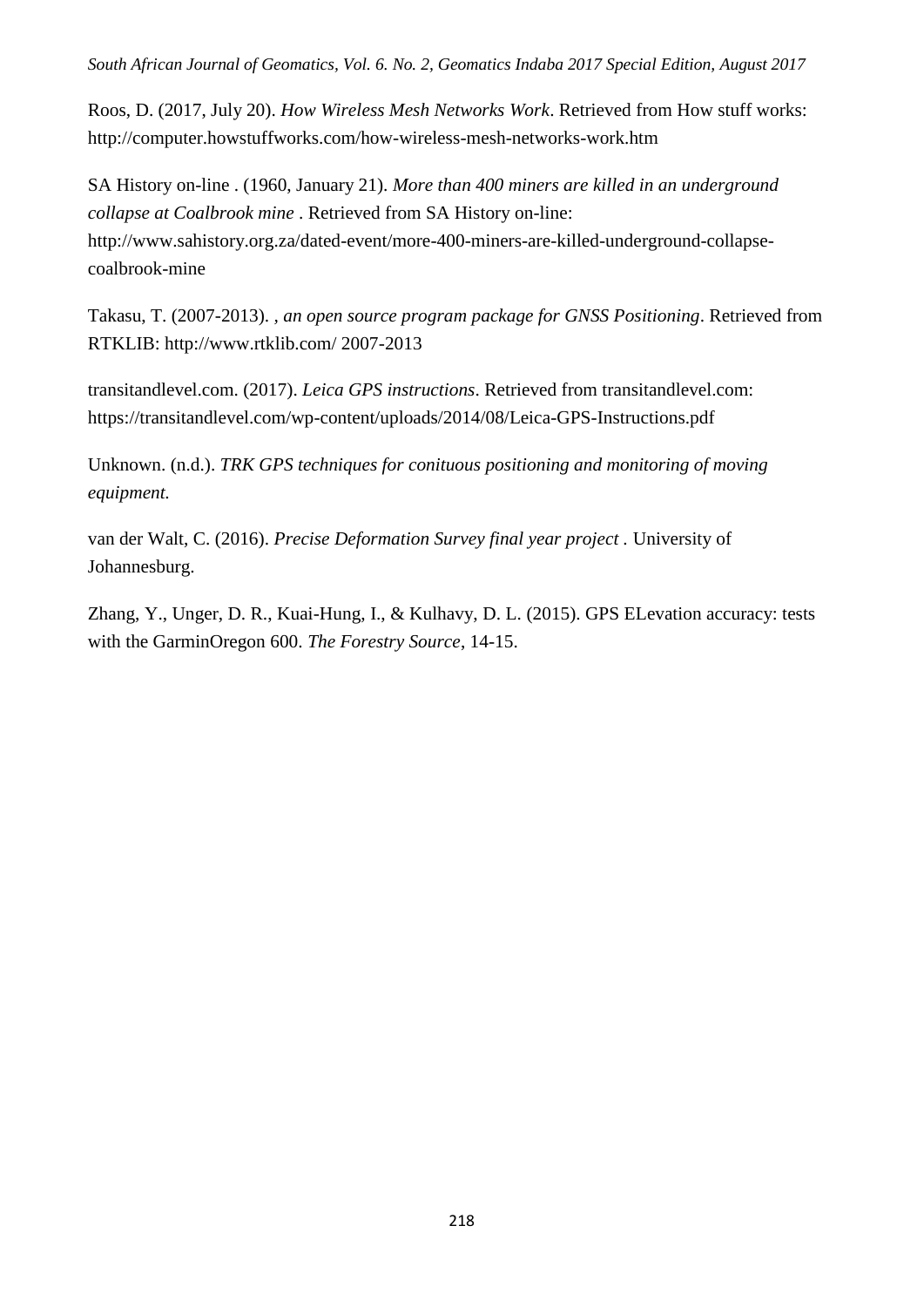Roos, D. (2017, July 20). *How Wireless Mesh Networks Work*. Retrieved from How stuff works: http://computer.howstuffworks.com/how-wireless-mesh-networks-work.htm

SA History on-line . (1960, January 21). *More than 400 miners are killed in an underground collapse at Coalbrook mine* . Retrieved from SA History on-line: http://www.sahistory.org.za/dated-event/more-400-miners-are-killed-underground-collapse-coalbrook-mine

Takasu, T. (2007-2013). *, an open source program package for GNSS Positioning*. Retrieved from RTKLIB: http://www.rtklib.com/ 2007-2013

transitandlevel.com. (2017). *Leica GPS instructions*. Retrieved from transitandlevel.com: https://transitandlevel.com/wp-content/uploads/2014/08/Leica-GPS-Instructions.pdf

Unknown. (n.d.). *TRK GPS techniques for conituous positioning and monitoring of moving equipment.*

van der Walt, C. (2016). *Precise Deformation Survey final year project* . University of Johannesburg.

Zhang, Y., Unger, D. R., Kuai-Hung, I., & Kulhavy, D. L. (2015). GPS ELevation accuracy: tests with the GarminOregon 600. *The Forestry Source*, 14-15.